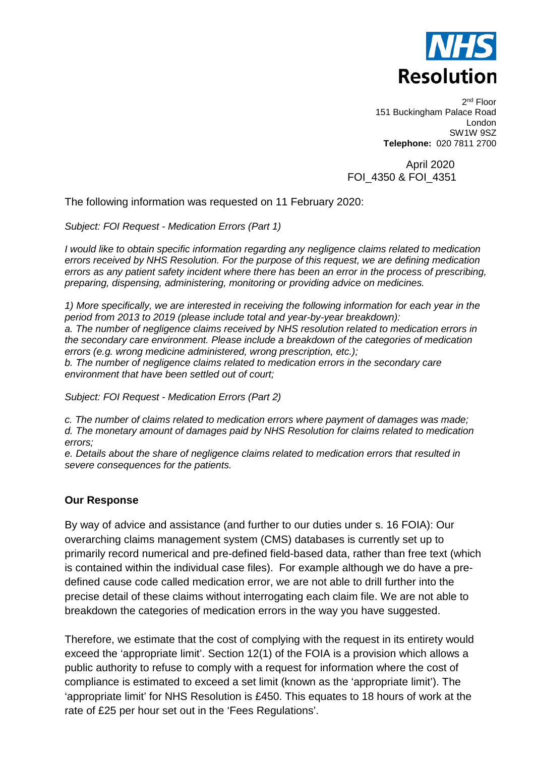**NHS Resolution**

2nd Floor
151 Buckingham Palace Road
London
SW1W 9SZ
**Telephone:** 020 7811 2700

April 2020
FOI_4350 & FOI_4351

The following information was requested on 11 February 2020:

*Subject: FOI Request - Medication Errors (Part 1)*

*I would like to obtain specific information regarding any negligence claims related to medication errors received by NHS Resolution. For the purpose of this request, we are defining medication errors as any patient safety incident where there has been an error in the process of prescribing, preparing, dispensing, administering, monitoring or providing advice on medicines.*

*1) More specifically, we are interested in receiving the following information for each year in the period from 2013 to 2019 (please include total and year-by-year breakdown):*
*a. The number of negligence claims received by NHS resolution related to medication errors in the secondary care environment. Please include a breakdown of the categories of medication errors (e.g. wrong medicine administered, wrong prescription, etc.);*
*b. The number of negligence claims related to medication errors in the secondary care environment that have been settled out of court;*

*Subject: FOI Request - Medication Errors (Part 2)*

*c. The number of claims related to medication errors where payment of damages was made;*
*d. The monetary amount of damages paid by NHS Resolution for claims related to medication errors;*
*e. Details about the share of negligence claims related to medication errors that resulted in severe consequences for the patients.*

## Our Response

By way of advice and assistance (and further to our duties under s. 16 FOIA): Our overarching claims management system (CMS) databases is currently set up to primarily record numerical and pre-defined field-based data, rather than free text (which is contained within the individual case files). For example although we do have a pre-defined cause code called medication error, we are not able to drill further into the precise detail of these claims without interrogating each claim file. We are not able to breakdown the categories of medication errors in the way you have suggested.

Therefore, we estimate that the cost of complying with the request in its entirety would exceed the 'appropriate limit'. Section 12(1) of the FOIA is a provision which allows a public authority to refuse to comply with a request for information where the cost of compliance is estimated to exceed a set limit (known as the 'appropriate limit'). The 'appropriate limit' for NHS Resolution is £450. This equates to 18 hours of work at the rate of £25 per hour set out in the 'Fees Regulations'.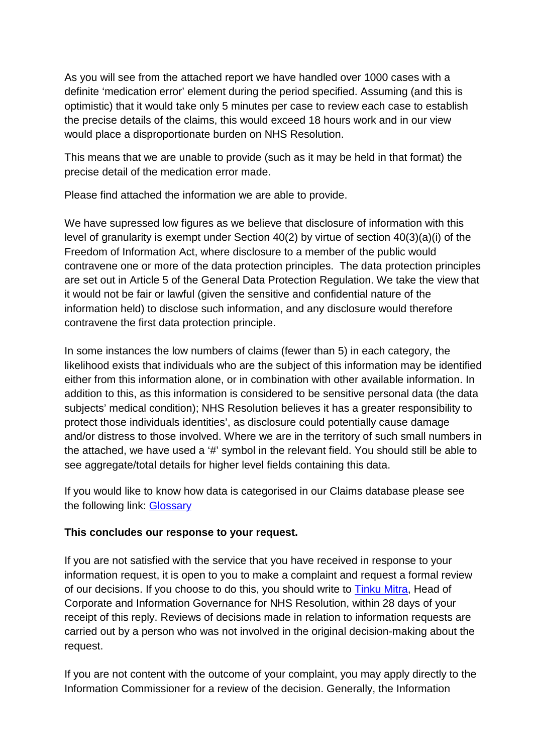As you will see from the attached report we have handled over 1000 cases with a definite 'medication error' element during the period specified. Assuming (and this is optimistic) that it would take only 5 minutes per case to review each case to establish the precise details of the claims, this would exceed 18 hours work and in our view would place a disproportionate burden on NHS Resolution.

This means that we are unable to provide (such as it may be held in that format) the precise detail of the medication error made.

Please find attached the information we are able to provide.

We have supressed low figures as we believe that disclosure of information with this level of granularity is exempt under Section 40(2) by virtue of section 40(3)(a)(i) of the Freedom of Information Act, where disclosure to a member of the public would contravene one or more of the data protection principles. The data protection principles are set out in Article 5 of the General Data Protection Regulation. We take the view that it would not be fair or lawful (given the sensitive and confidential nature of the information held) to disclose such information, and any disclosure would therefore contravene the first data protection principle.

In some instances the low numbers of claims (fewer than 5) in each category, the likelihood exists that individuals who are the subject of this information may be identified either from this information alone, or in combination with other available information. In addition to this, as this information is considered to be sensitive personal data (the data subjects' medical condition); NHS Resolution believes it has a greater responsibility to protect those individuals identities', as disclosure could potentially cause damage and/or distress to those involved. Where we are in the territory of such small numbers in the attached, we have used a '#' symbol in the relevant field. You should still be able to see aggregate/total details for higher level fields containing this data.

If you would like to know how data is categorised in our Claims database please see the following link: Glossary

**This concludes our response to your request.**

If you are not satisfied with the service that you have received in response to your information request, it is open to you to make a complaint and request a formal review of our decisions. If you choose to do this, you should write to Tinku Mitra, Head of Corporate and Information Governance for NHS Resolution, within 28 days of your receipt of this reply. Reviews of decisions made in relation to information requests are carried out by a person who was not involved in the original decision-making about the request.

If you are not content with the outcome of your complaint, you may apply directly to the Information Commissioner for a review of the decision. Generally, the Information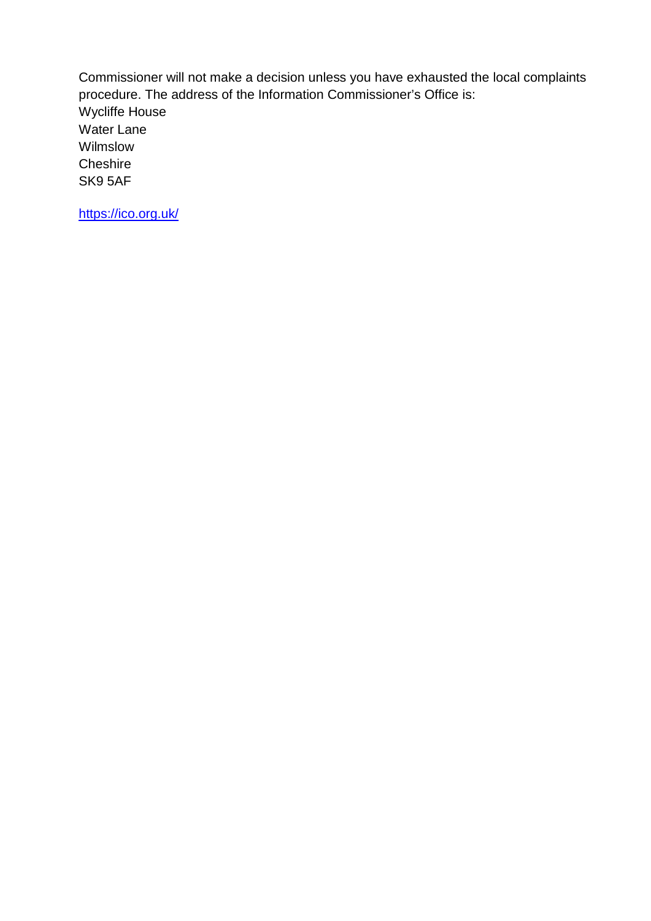Commissioner will not make a decision unless you have exhausted the local complaints procedure. The address of the Information Commissioner's Office is:
Wycliffe House
Water Lane
Wilmslow
Cheshire
SK9 5AF

https://ico.org.uk/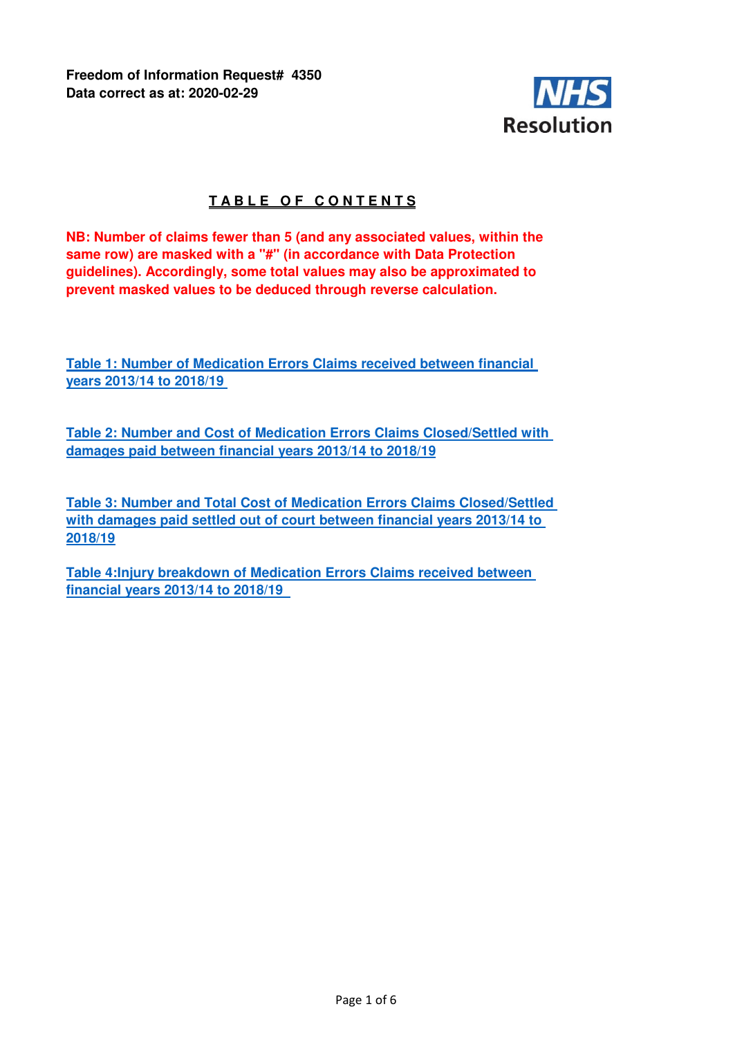**Freedom of Information Request# 4350**
**Data correct as at: 2020-02-29**

NHS Resolution

## TABLE OF CONTENTS

**NB: Number of claims fewer than 5 (and any associated values, within the same row) are masked with a "#" (in accordance with Data Protection guidelines). Accordingly, some total values may also be approximated to prevent masked values to be deduced through reverse calculation.**

[Table 1: Number of Medication Errors Claims received between financial years 2013/14 to 2018/19]

[Table 2: Number and Cost of Medication Errors Claims Closed/Settled with damages paid between financial years 2013/14 to 2018/19]

[Table 3: Number and Total Cost of Medication Errors Claims Closed/Settled with damages paid settled out of court between financial years 2013/14 to 2018/19]

[Table 4:Injury breakdown of Medication Errors Claims received between financial years 2013/14 to 2018/19]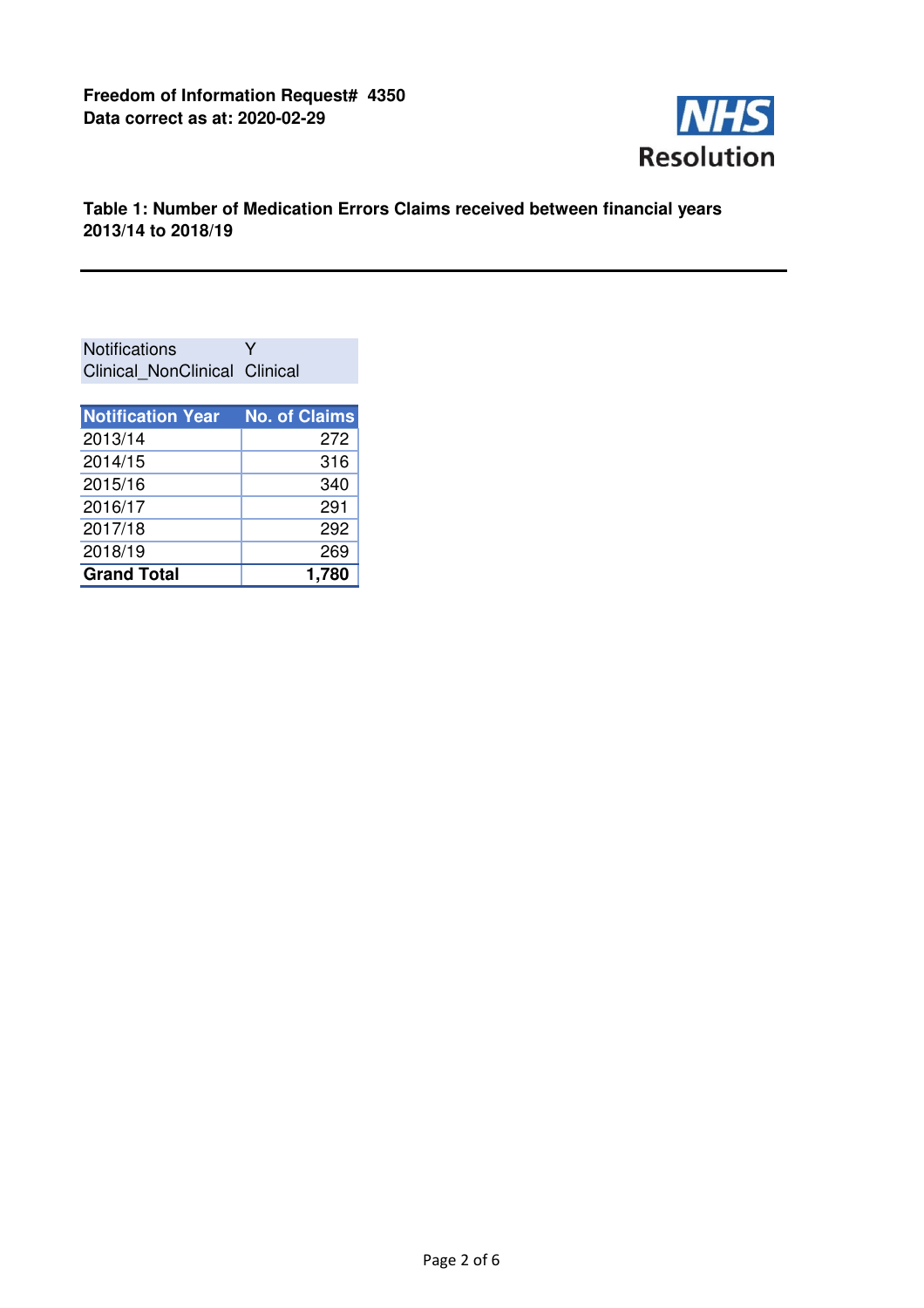**Freedom of Information Request# 4350**
**Data correct as at: 2020-02-29**

NHS Resolution

**Table 1: Number of Medication Errors Claims received between financial years 2013/14 to 2018/19**

| Notifications | Y |
| --- | --- |
| Clinical_NonClinical | Clinical |

| Notification Year | No. of Claims |
| --- | --- |
| 2013/14 | 272 |
| 2014/15 | 316 |
| 2015/16 | 340 |
| 2016/17 | 291 |
| 2017/18 | 292 |
| 2018/19 | 269 |
| **Grand Total** | **1,780** |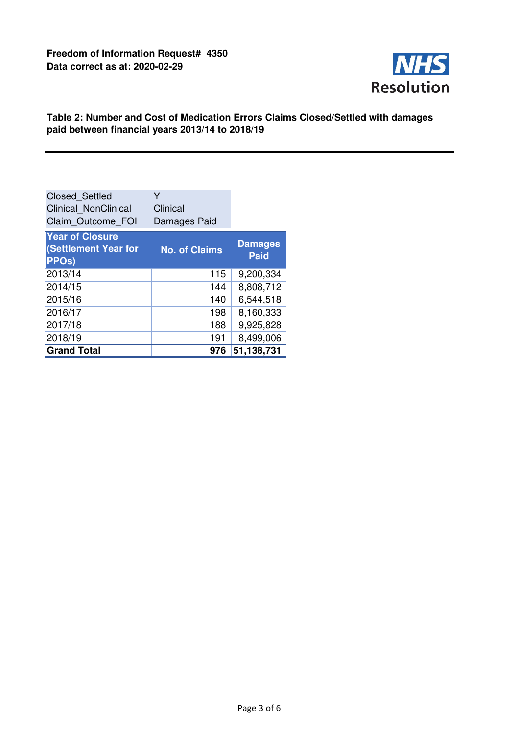**Freedom of Information Request# 4350**
**Data correct as at: 2020-02-29**

NHS Resolution

**Table 2: Number and Cost of Medication Errors Claims Closed/Settled with damages paid between financial years 2013/14 to 2018/19**

| Closed_Settled | Y |
|---|---|
| Clinical_NonClinical | Clinical |
| Claim_Outcome_FOI | Damages Paid |

| Year of Closure (Settlement Year for PPOs) | No. of Claims | Damages Paid |
|---|---|---|
| 2013/14 | 115 | 9,200,334 |
| 2014/15 | 144 | 8,808,712 |
| 2015/16 | 140 | 6,544,518 |
| 2016/17 | 198 | 8,160,333 |
| 2017/18 | 188 | 9,925,828 |
| 2018/19 | 191 | 8,499,006 |
| **Grand Total** | **976** | **51,138,731** |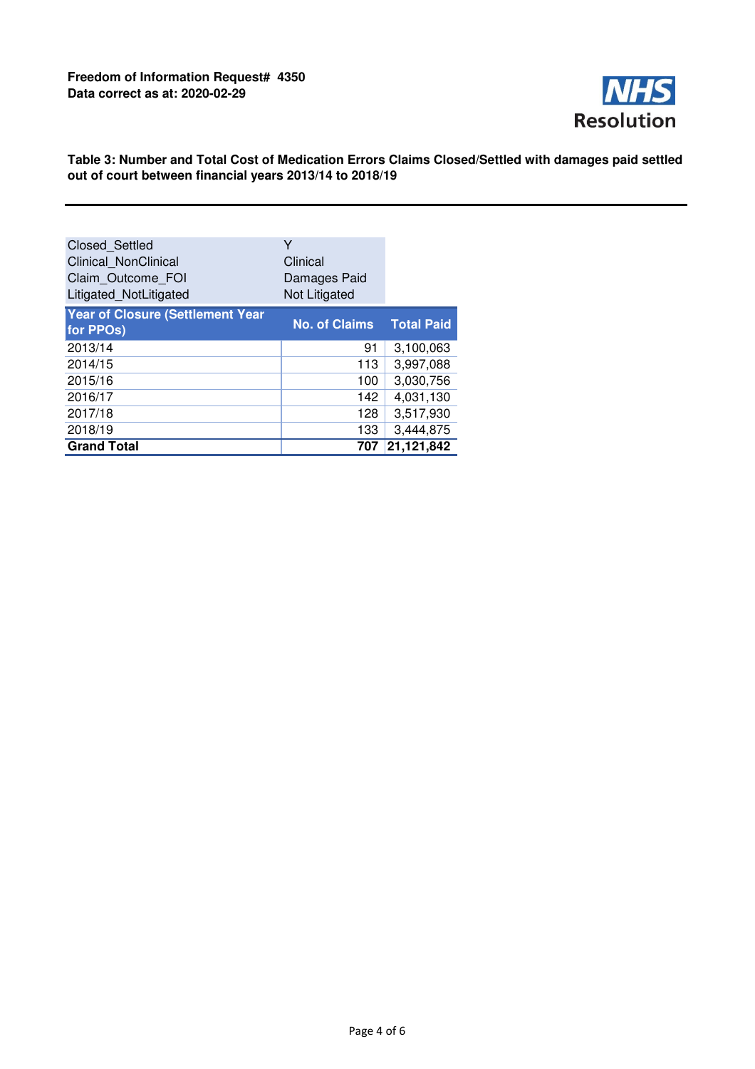**Freedom of Information Request# 4350**
**Data correct as at: 2020-02-29**

NHS Resolution

**Table 3: Number and Total Cost of Medication Errors Claims Closed/Settled with damages paid settled out of court between financial years 2013/14 to 2018/19**

| | |
|---|---|
| Closed_Settled | Y |
| Clinical_NonClinical | Clinical |
| Claim_Outcome_FOI | Damages Paid |
| Litigated_NotLitigated | Not Litigated |

| Year of Closure (Settlement Year for PPOs) | No. of Claims | Total Paid |
|---|---:|---:|
| 2013/14 | 91 | 3,100,063 |
| 2014/15 | 113 | 3,997,088 |
| 2015/16 | 100 | 3,030,756 |
| 2016/17 | 142 | 4,031,130 |
| 2017/18 | 128 | 3,517,930 |
| 2018/19 | 133 | 3,444,875 |
| **Grand Total** | **707** | **21,121,842** |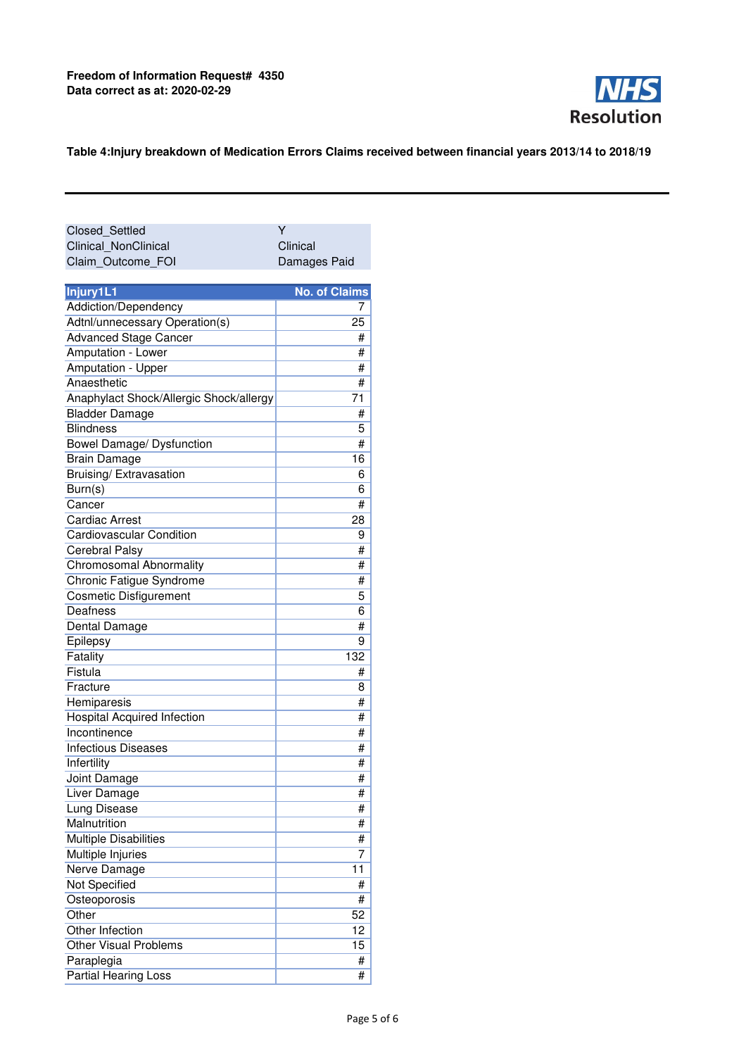**Freedom of Information Request# 4350**
**Data correct as at: 2020-02-29**

NHS Resolution

**Table 4:Injury breakdown of Medication Errors Claims received between financial years 2013/14 to 2018/19**

| Closed_Settled | Y |
|---|---|
| Clinical_NonClinical | Clinical |
| Claim_Outcome_FOI | Damages Paid |

| Injury1L1 | No. of Claims |
|---|---|
| Addiction/Dependency | 7 |
| Adtnl/unnecessary Operation(s) | 25 |
| Advanced Stage Cancer | # |
| Amputation - Lower | # |
| Amputation - Upper | # |
| Anaesthetic | # |
| Anaphylact Shock/Allergic Shock/allergy | 71 |
| Bladder Damage | # |
| Blindness | 5 |
| Bowel Damage/ Dysfunction | # |
| Brain Damage | 16 |
| Bruising/ Extravasation | 6 |
| Burn(s) | 6 |
| Cancer | # |
| Cardiac Arrest | 28 |
| Cardiovascular Condition | 9 |
| Cerebral Palsy | # |
| Chromosomal Abnormality | # |
| Chronic Fatigue Syndrome | # |
| Cosmetic Disfigurement | 5 |
| Deafness | 6 |
| Dental Damage | # |
| Epilepsy | 9 |
| Fatality | 132 |
| Fistula | # |
| Fracture | 8 |
| Hemiparesis | # |
| Hospital Acquired Infection | # |
| Incontinence | # |
| Infectious Diseases | # |
| Infertility | # |
| Joint Damage | # |
| Liver Damage | # |
| Lung Disease | # |
| Malnutrition | # |
| Multiple Disabilities | # |
| Multiple Injuries | 7 |
| Nerve Damage | 11 |
| Not Specified | # |
| Osteoporosis | # |
| Other | 52 |
| Other Infection | 12 |
| Other Visual Problems | 15 |
| Paraplegia | # |
| Partial Hearing Loss | # |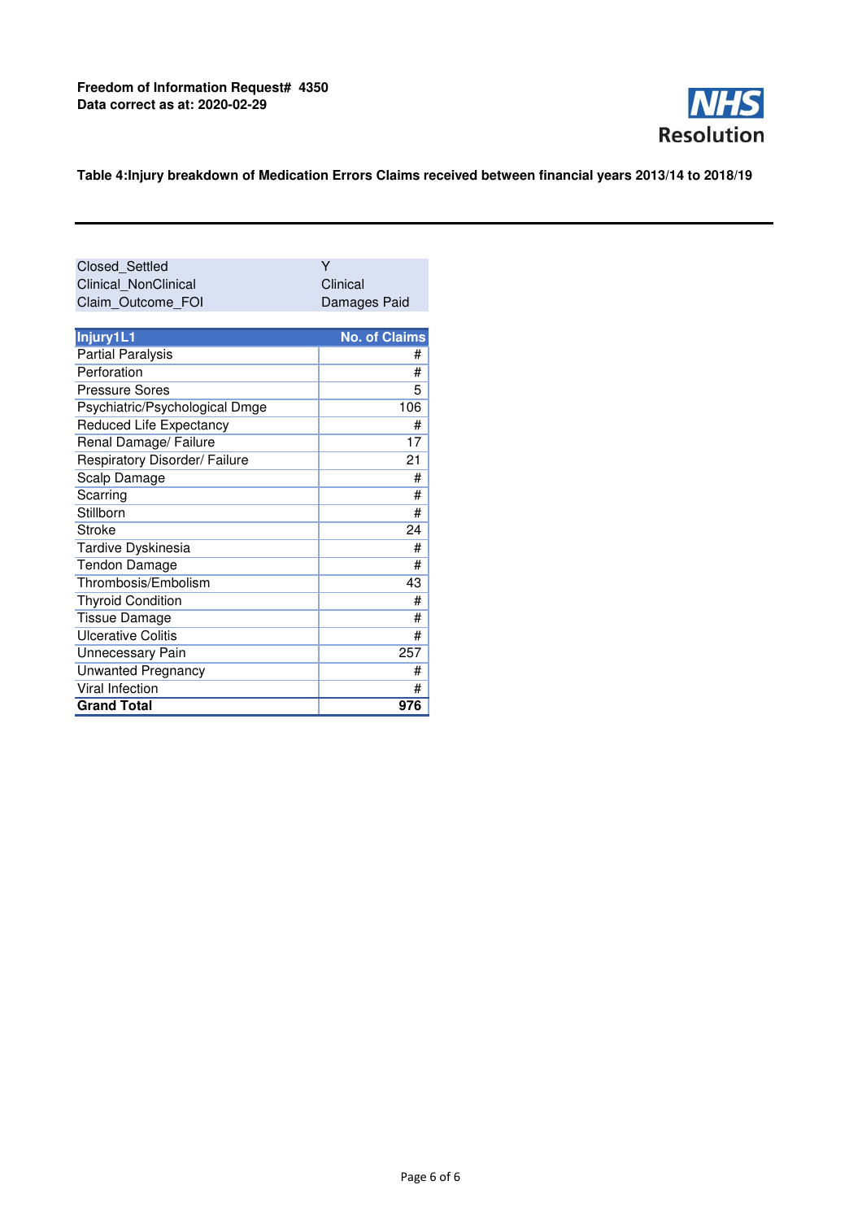**Freedom of Information Request# 4350**
**Data correct as at: 2020-02-29**

NHS Resolution

**Table 4:Injury breakdown of Medication Errors Claims received between financial years 2013/14 to 2018/19**

| | |
|---|---|
| Closed_Settled | Y |
| Clinical_NonClinical | Clinical |
| Claim_Outcome_FOI | Damages Paid |

| Injury1L1 | No. of Claims |
|---|---|
| Partial Paralysis | # |
| Perforation | # |
| Pressure Sores | 5 |
| Psychiatric/Psychological Dmge | 106 |
| Reduced Life Expectancy | # |
| Renal Damage/ Failure | 17 |
| Respiratory Disorder/ Failure | 21 |
| Scalp Damage | # |
| Scarring | # |
| Stillborn | # |
| Stroke | 24 |
| Tardive Dyskinesia | # |
| Tendon Damage | # |
| Thrombosis/Embolism | 43 |
| Thyroid Condition | # |
| Tissue Damage | # |
| Ulcerative Colitis | # |
| Unnecessary Pain | 257 |
| Unwanted Pregnancy | # |
| Viral Infection | # |
| **Grand Total** | **976** |